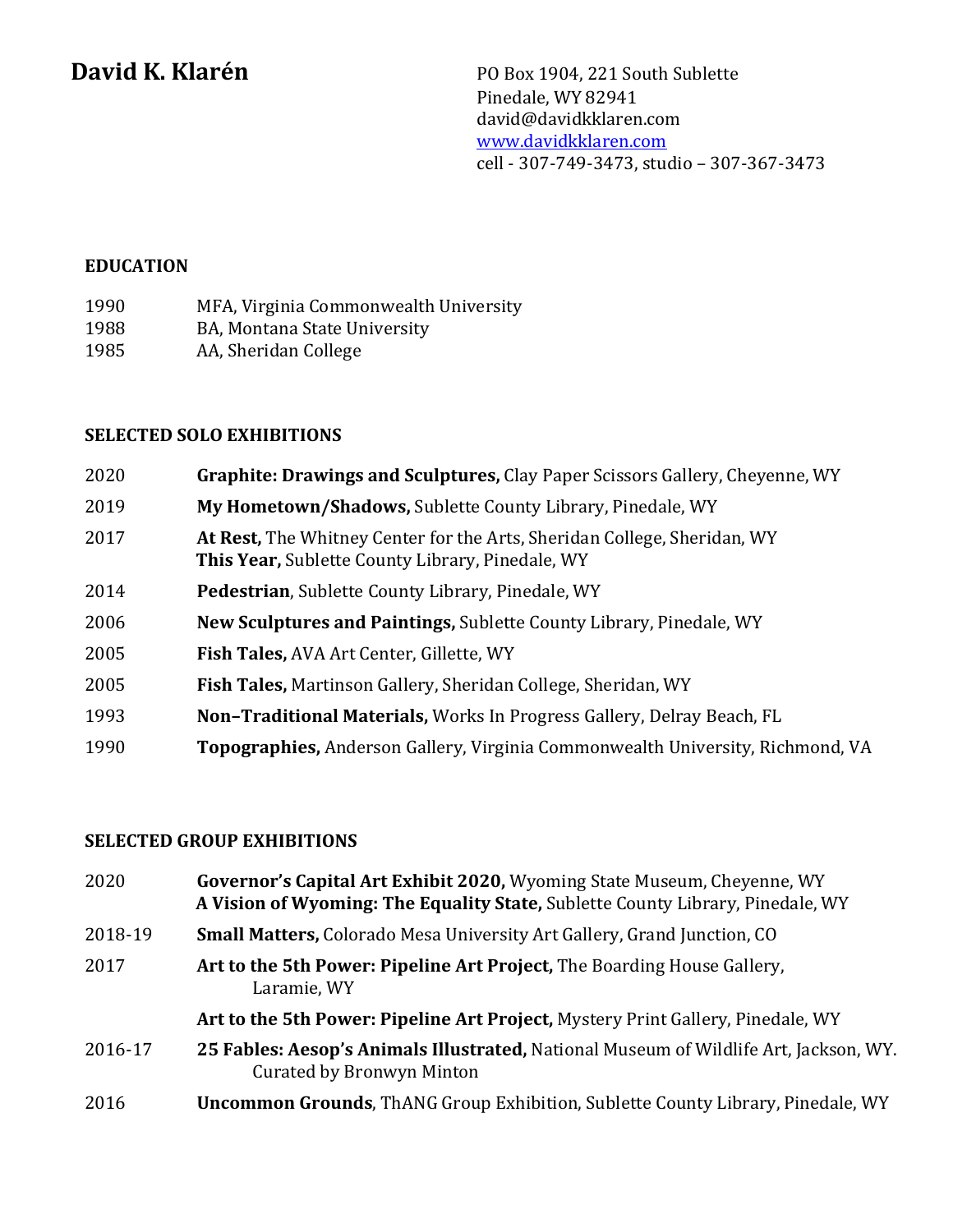# David K. Klarén

PO Box 1904, 221 South Sublette
Pinedale, WY 82941
david@davidkklaren.com
[www.davidkklaren.com](http://www.davidkklaren.com)
cell - 307-749-3473, studio – 307-367-3473

## EDUCATION

1990 MFA, Virginia Commonwealth University
1988 BA, Montana State University
1985 AA, Sheridan College

## SELECTED SOLO EXHIBITIONS

2020 **Graphite: Drawings and Sculptures,** Clay Paper Scissors Gallery, Cheyenne, WY

2019 **My Hometown/Shadows,** Sublette County Library, Pinedale, WY

2017 **At Rest,** The Whitney Center for the Arts, Sheridan College, Sheridan, WY
**This Year,** Sublette County Library, Pinedale, WY

2014 **Pedestrian**, Sublette County Library, Pinedale, WY

2006 **New Sculptures and Paintings,** Sublette County Library, Pinedale, WY

2005 **Fish Tales,** AVA Art Center, Gillette, WY

2005 **Fish Tales,** Martinson Gallery, Sheridan College, Sheridan, WY

1993 **Non–Traditional Materials,** Works In Progress Gallery, Delray Beach, FL

1990 **Topographies,** Anderson Gallery, Virginia Commonwealth University, Richmond, VA

## SELECTED GROUP EXHIBITIONS

2020 **Governor's Capital Art Exhibit 2020,** Wyoming State Museum, Cheyenne, WY
**A Vision of Wyoming: The Equality State,** Sublette County Library, Pinedale, WY

2018-19 **Small Matters,** Colorado Mesa University Art Gallery, Grand Junction, CO

2017 **Art to the 5th Power: Pipeline Art Project,** The Boarding House Gallery, Laramie, WY

**Art to the 5th Power: Pipeline Art Project,** Mystery Print Gallery, Pinedale, WY

2016-17 **25 Fables: Aesop's Animals Illustrated,** National Museum of Wildlife Art, Jackson, WY. Curated by Bronwyn Minton

2016 **Uncommon Grounds**, ThANG Group Exhibition, Sublette County Library, Pinedale, WY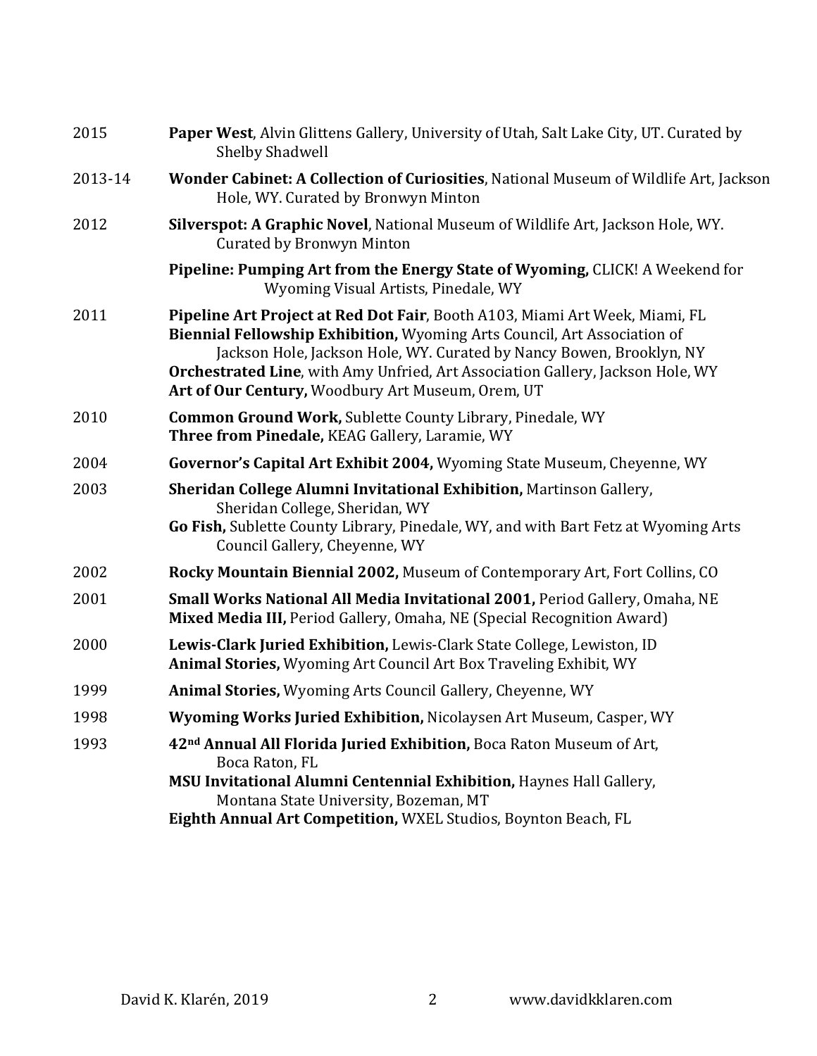2015 **Paper West**, Alvin Glittens Gallery, University of Utah, Salt Lake City, UT. Curated by Shelby Shadwell

2013-14 **Wonder Cabinet: A Collection of Curiosities**, National Museum of Wildlife Art, Jackson Hole, WY. Curated by Bronwyn Minton

2012 **Silverspot: A Graphic Novel**, National Museum of Wildlife Art, Jackson Hole, WY. Curated by Bronwyn Minton

**Pipeline: Pumping Art from the Energy State of Wyoming,** CLICK! A Weekend for Wyoming Visual Artists, Pinedale, WY

2011 **Pipeline Art Project at Red Dot Fair**, Booth A103, Miami Art Week, Miami, FL
**Biennial Fellowship Exhibition,** Wyoming Arts Council, Art Association of Jackson Hole, Jackson Hole, WY. Curated by Nancy Bowen, Brooklyn, NY
**Orchestrated Line**, with Amy Unfried, Art Association Gallery, Jackson Hole, WY
**Art of Our Century,** Woodbury Art Museum, Orem, UT

2010 **Common Ground Work,** Sublette County Library, Pinedale, WY
**Three from Pinedale,** KEAG Gallery, Laramie, WY

2004 **Governor's Capital Art Exhibit 2004,** Wyoming State Museum, Cheyenne, WY

2003 **Sheridan College Alumni Invitational Exhibition,** Martinson Gallery, Sheridan College, Sheridan, WY
**Go Fish,** Sublette County Library, Pinedale, WY, and with Bart Fetz at Wyoming Arts Council Gallery, Cheyenne, WY

2002 **Rocky Mountain Biennial 2002,** Museum of Contemporary Art, Fort Collins, CO

2001 **Small Works National All Media Invitational 2001,** Period Gallery, Omaha, NE
**Mixed Media III,** Period Gallery, Omaha, NE (Special Recognition Award)

2000 **Lewis-Clark Juried Exhibition,** Lewis-Clark State College, Lewiston, ID
**Animal Stories,** Wyoming Art Council Art Box Traveling Exhibit, WY

1999 **Animal Stories,** Wyoming Arts Council Gallery, Cheyenne, WY

1998 **Wyoming Works Juried Exhibition,** Nicolaysen Art Museum, Casper, WY

1993 **42nd Annual All Florida Juried Exhibition,** Boca Raton Museum of Art, Boca Raton, FL
**MSU Invitational Alumni Centennial Exhibition,** Haynes Hall Gallery, Montana State University, Bozeman, MT
**Eighth Annual Art Competition,** WXEL Studios, Boynton Beach, FL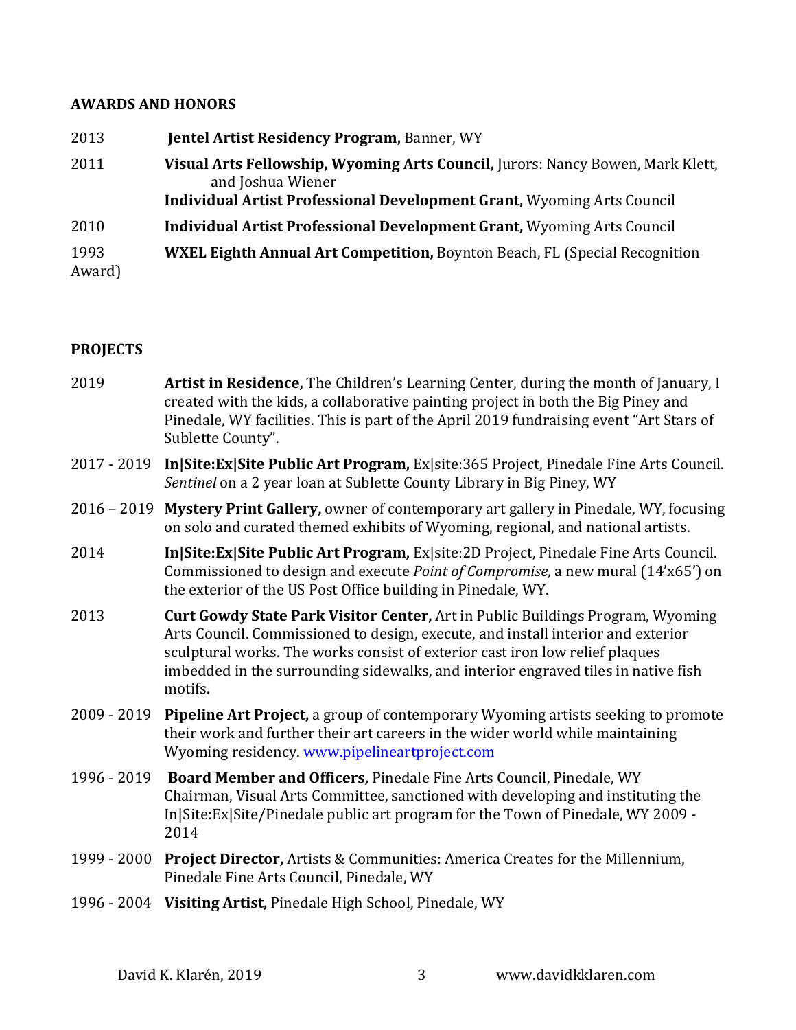## AWARDS AND HONORS

2013 **Jentel Artist Residency Program,** Banner, WY

2011 **Visual Arts Fellowship, Wyoming Arts Council,** Jurors: Nancy Bowen, Mark Klett, and Joshua Wiener
**Individual Artist Professional Development Grant,** Wyoming Arts Council

2010 **Individual Artist Professional Development Grant,** Wyoming Arts Council

1993 **WXEL Eighth Annual Art Competition,** Boynton Beach, FL (Special Recognition Award)

## PROJECTS

2019 **Artist in Residence,** The Children's Learning Center, during the month of January, I created with the kids, a collaborative painting project in both the Big Piney and Pinedale, WY facilities. This is part of the April 2019 fundraising event "Art Stars of Sublette County".

2017 - 2019 **In|Site:Ex|Site Public Art Program,** Ex|site:365 Project, Pinedale Fine Arts Council. *Sentinel* on a 2 year loan at Sublette County Library in Big Piney, WY

2016 – 2019 **Mystery Print Gallery,** owner of contemporary art gallery in Pinedale, WY, focusing on solo and curated themed exhibits of Wyoming, regional, and national artists.

2014 **In|Site:Ex|Site Public Art Program,** Ex|site:2D Project, Pinedale Fine Arts Council. Commissioned to design and execute *Point of Compromise*, a new mural (14'x65') on the exterior of the US Post Office building in Pinedale, WY.

2013 **Curt Gowdy State Park Visitor Center,** Art in Public Buildings Program, Wyoming Arts Council. Commissioned to design, execute, and install interior and exterior sculptural works. The works consist of exterior cast iron low relief plaques imbedded in the surrounding sidewalks, and interior engraved tiles in native fish motifs.

2009 - 2019 **Pipeline Art Project,** a group of contemporary Wyoming artists seeking to promote their work and further their art careers in the wider world while maintaining Wyoming residency. www.pipelineartproject.com

1996 - 2019 **Board Member and Officers,** Pinedale Fine Arts Council, Pinedale, WY
Chairman, Visual Arts Committee, sanctioned with developing and instituting the In|Site:Ex|Site/Pinedale public art program for the Town of Pinedale, WY 2009 - 2014

1999 - 2000 **Project Director,** Artists & Communities: America Creates for the Millennium, Pinedale Fine Arts Council, Pinedale, WY

1996 - 2004 **Visiting Artist,** Pinedale High School, Pinedale, WY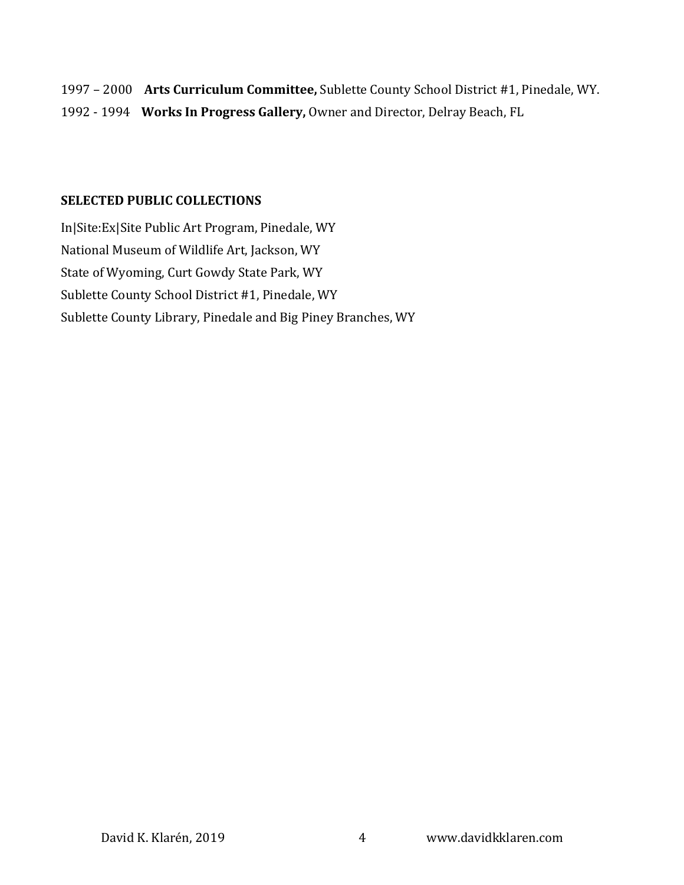1997 – 2000 **Arts Curriculum Committee,** Sublette County School District #1, Pinedale, WY.

1992 - 1994 **Works In Progress Gallery,** Owner and Director, Delray Beach, FL

**SELECTED PUBLIC COLLECTIONS**

In|Site:Ex|Site Public Art Program, Pinedale, WY

National Museum of Wildlife Art, Jackson, WY

State of Wyoming, Curt Gowdy State Park, WY

Sublette County School District #1, Pinedale, WY

Sublette County Library, Pinedale and Big Piney Branches, WY